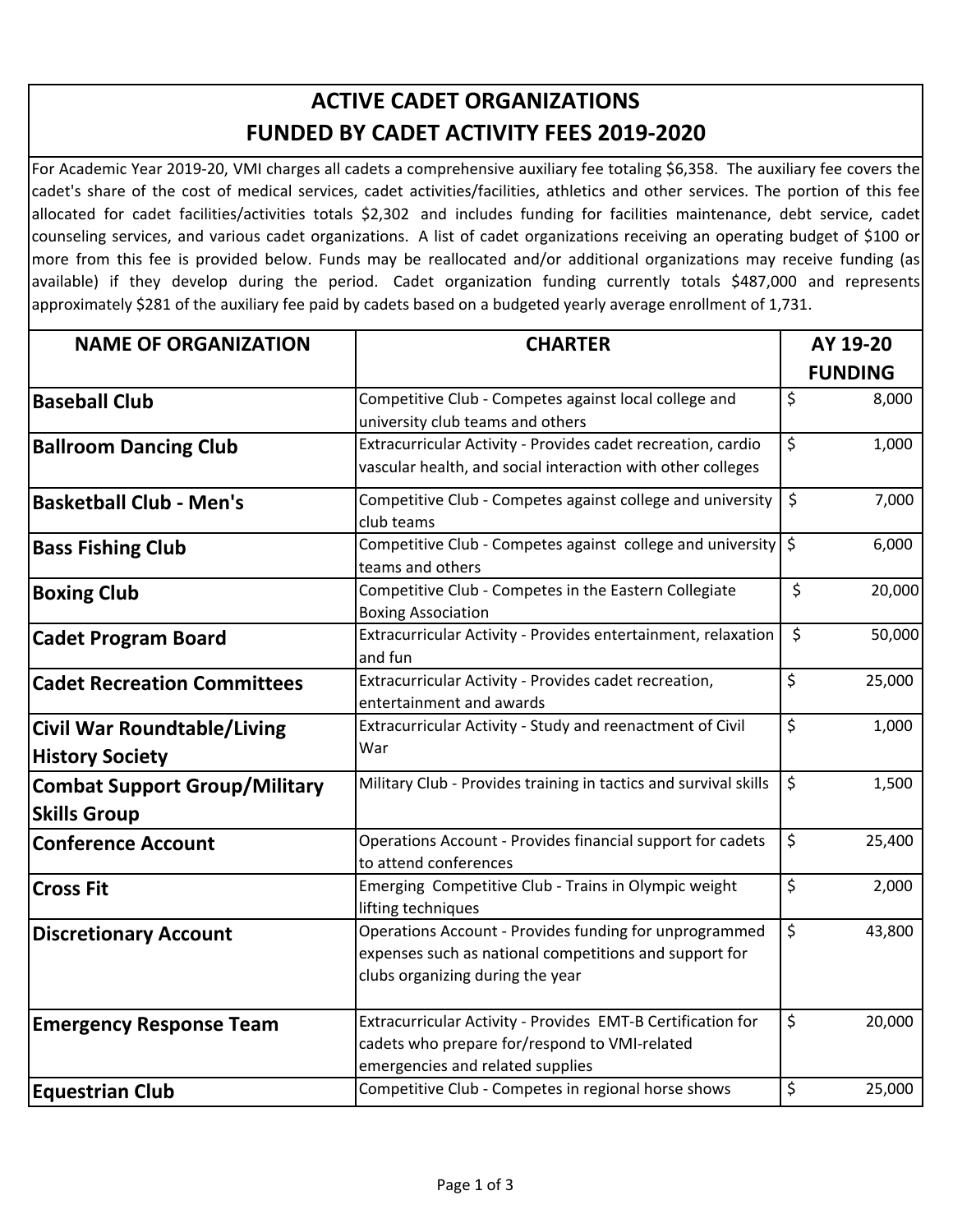# ACTIVE CADET ORGANIZATIONS
# FUNDED BY CADET ACTIVITY FEES 2019-2020

For Academic Year 2019-20, VMI charges all cadets a comprehensive auxiliary fee totaling $6,358. The auxiliary fee covers the cadet's share of the cost of medical services, cadet activities/facilities, athletics and other services. The portion of this fee allocated for cadet facilities/activities totals $2,302 and includes funding for facilities maintenance, debt service, cadet counseling services, and various cadet organizations. A list of cadet organizations receiving an operating budget of $100 or more from this fee is provided below. Funds may be reallocated and/or additional organizations may receive funding (as available) if they develop during the period. Cadet organization funding currently totals $487,000 and represents approximately $281 of the auxiliary fee paid by cadets based on a budgeted yearly average enrollment of 1,731.

| NAME OF ORGANIZATION | CHARTER | AY 19-20 FUNDING |
|---|---|---|
| **Baseball Club** | Competitive Club - Competes against local college and university club teams and others | $ 8,000 |
| **Ballroom Dancing Club** | Extracurricular Activity - Provides cadet recreation, cardio vascular health, and social interaction with other colleges | $ 1,000 |
| **Basketball Club - Men's** | Competitive Club - Competes against college and university club teams | $ 7,000 |
| **Bass Fishing Club** | Competitive Club - Competes against college and university teams and others | $ 6,000 |
| **Boxing Club** | Competitive Club - Competes in the Eastern Collegiate Boxing Association | $ 20,000 |
| **Cadet Program Board** | Extracurricular Activity - Provides entertainment, relaxation and fun | $ 50,000 |
| **Cadet Recreation Committees** | Extracurricular Activity - Provides cadet recreation, entertainment and awards | $ 25,000 |
| **Civil War Roundtable/Living History Society** | Extracurricular Activity - Study and reenactment of Civil War | $ 1,000 |
| **Combat Support Group/Military Skills Group** | Military Club - Provides training in tactics and survival skills | $ 1,500 |
| **Conference Account** | Operations Account - Provides financial support for cadets to attend conferences | $ 25,400 |
| **Cross Fit** | Emerging Competitive Club - Trains in Olympic weight lifting techniques | $ 2,000 |
| **Discretionary Account** | Operations Account - Provides funding for unprogrammed expenses such as national competitions and support for clubs organizing during the year | $ 43,800 |
| **Emergency Response Team** | Extracurricular Activity - Provides EMT-B Certification for cadets who prepare for/respond to VMI-related emergencies and related supplies | $ 20,000 |
| **Equestrian Club** | Competitive Club - Competes in regional horse shows | $ 25,000 |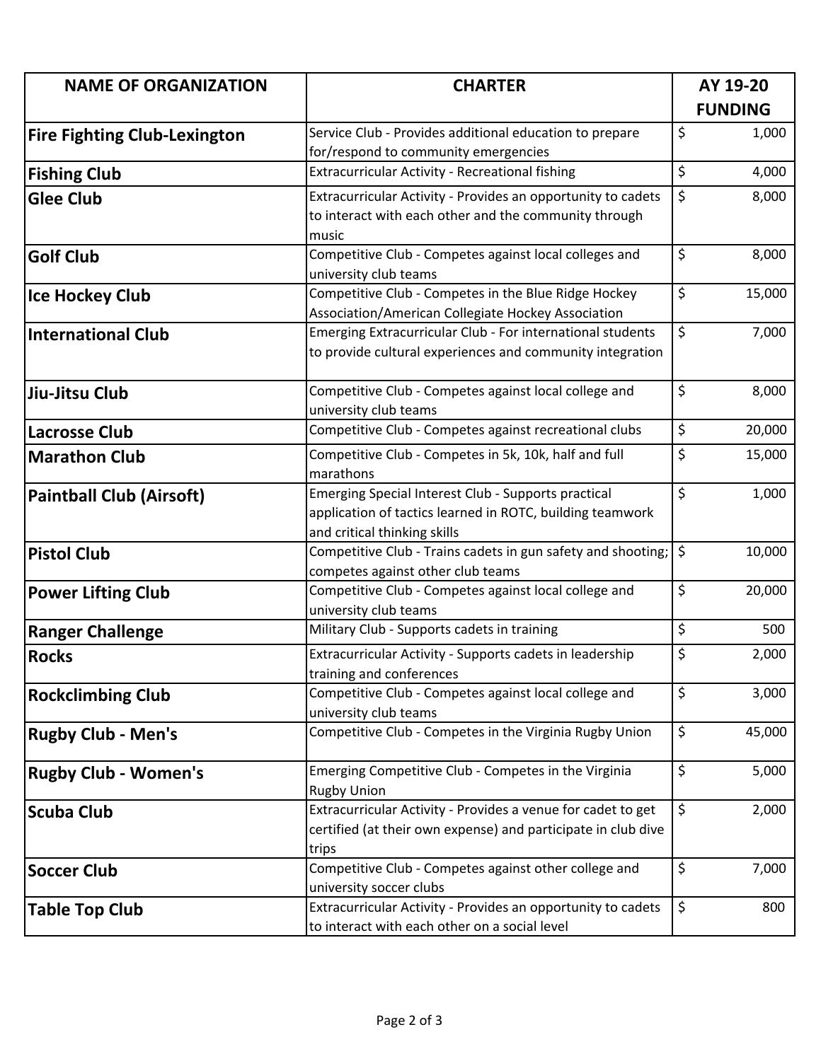| NAME OF ORGANIZATION | CHARTER | AY 19-20 FUNDING |
| --- | --- | --- |
| **Fire Fighting Club-Lexington** | Service Club - Provides additional education to prepare for/respond to community emergencies | $ 1,000 |
| **Fishing Club** | Extracurricular Activity - Recreational fishing | $ 4,000 |
| **Glee Club** | Extracurricular Activity - Provides an opportunity to cadets to interact with each other and the community through music | $ 8,000 |
| **Golf Club** | Competitive Club - Competes against local colleges and university club teams | $ 8,000 |
| **Ice Hockey Club** | Competitive Club - Competes in the Blue Ridge Hockey Association/American Collegiate Hockey Association | $ 15,000 |
| **International Club** | Emerging Extracurricular Club - For international students to provide cultural experiences and community integration | $ 7,000 |
| **Jiu-Jitsu Club** | Competitive Club - Competes against local college and university club teams | $ 8,000 |
| **Lacrosse Club** | Competitive Club - Competes against recreational clubs | $ 20,000 |
| **Marathon Club** | Competitive Club - Competes in 5k, 10k, half and full marathons | $ 15,000 |
| **Paintball Club (Airsoft)** | Emerging Special Interest Club - Supports practical application of tactics learned in ROTC, building teamwork and critical thinking skills | $ 1,000 |
| **Pistol Club** | Competitive Club - Trains cadets in gun safety and shooting; competes against other club teams | $ 10,000 |
| **Power Lifting Club** | Competitive Club - Competes against local college and university club teams | $ 20,000 |
| **Ranger Challenge** | Military Club - Supports cadets in training | $ 500 |
| **Rocks** | Extracurricular Activity - Supports cadets in leadership training and conferences | $ 2,000 |
| **Rockclimbing Club** | Competitive Club - Competes against local college and university club teams | $ 3,000 |
| **Rugby Club - Men's** | Competitive Club - Competes in the Virginia Rugby Union | $ 45,000 |
| **Rugby Club - Women's** | Emerging Competitive Club - Competes in the Virginia Rugby Union | $ 5,000 |
| **Scuba Club** | Extracurricular Activity - Provides a venue for cadet to get certified (at their own expense) and participate in club dive trips | $ 2,000 |
| **Soccer Club** | Competitive Club - Competes against other college and university soccer clubs | $ 7,000 |
| **Table Top Club** | Extracurricular Activity - Provides an opportunity to cadets to interact with each other on a social level | $ 800 |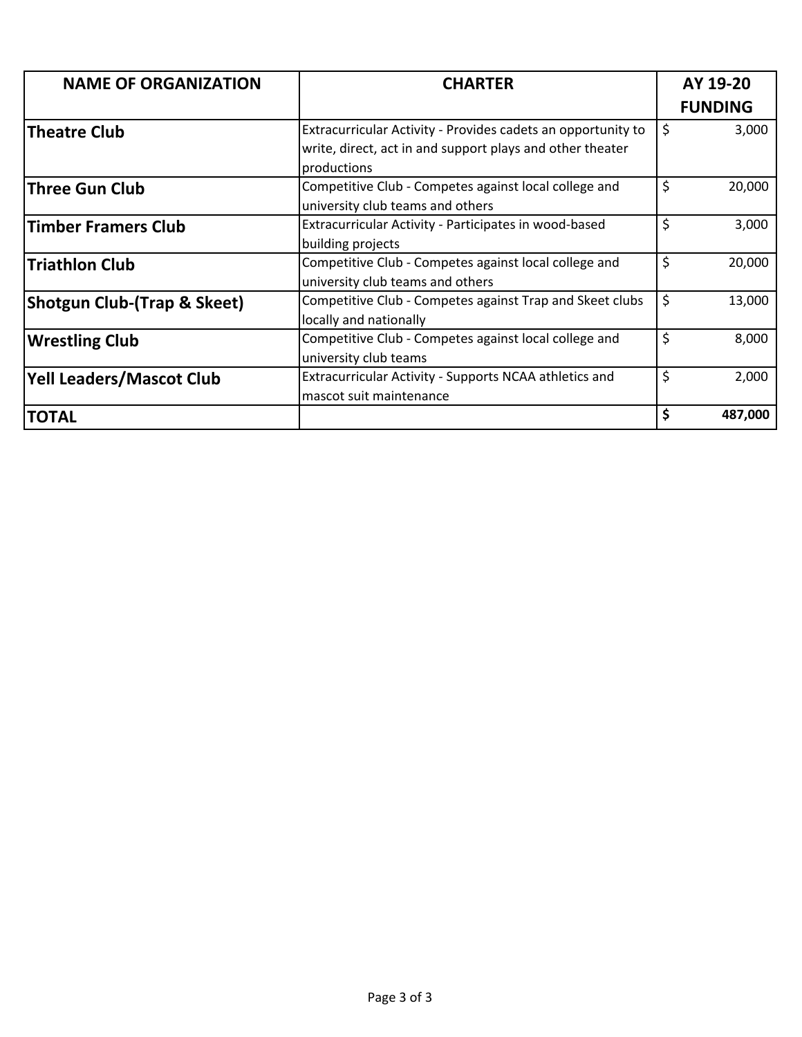| NAME OF ORGANIZATION | CHARTER | AY 19-20 FUNDING |
|---|---|---|
| **Theatre Club** | Extracurricular Activity - Provides cadets an opportunity to write, direct, act in and support plays and other theater productions | $ 3,000 |
| **Three Gun Club** | Competitive Club - Competes against local college and university club teams and others | $ 20,000 |
| **Timber Framers Club** | Extracurricular Activity - Participates in wood-based building projects | $ 3,000 |
| **Triathlon Club** | Competitive Club - Competes against local college and university club teams and others | $ 20,000 |
| **Shotgun Club-(Trap & Skeet)** | Competitive Club - Competes against Trap and Skeet clubs locally and nationally | $ 13,000 |
| **Wrestling Club** | Competitive Club - Competes against local college and university club teams | $ 8,000 |
| **Yell Leaders/Mascot Club** | Extracurricular Activity - Supports NCAA athletics and mascot suit maintenance | $ 2,000 |
| **TOTAL** | | **$ 487,000** |